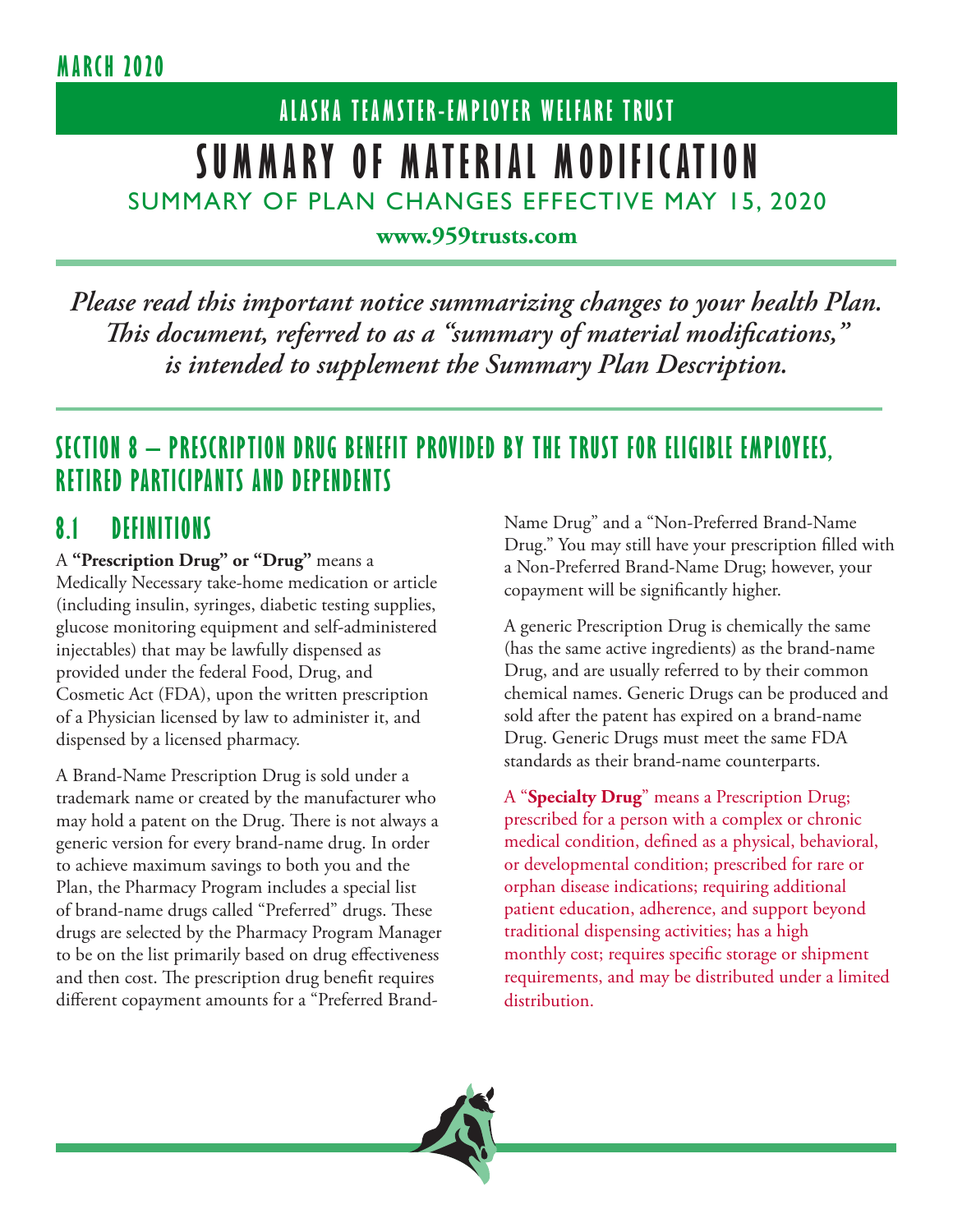MARCH 2020

# ALASKA TEAMSTER-EMPLOYER WELFARE TRUST

# SUMMARY OF MATERIAL MODIFICATION

## SUMMARY OF PLAN CHANGES EFFECTIVE MAY 15, 2020

**www.959trusts.com**

***Please read this important notice summarizing changes to your health Plan. This document, referred to as a "summary of material modifications," is intended to supplement the Summary Plan Description.***

## SECTION 8 – PRESCRIPTION DRUG BENEFIT PROVIDED BY THE TRUST FOR ELIGIBLE EMPLOYEES, RETIRED PARTICIPANTS AND DEPENDENTS

### 8.1 DEFINITIONS

A **"Prescription Drug" or "Drug"** means a Medically Necessary take-home medication or article (including insulin, syringes, diabetic testing supplies, glucose monitoring equipment and self-administered injectables) that may be lawfully dispensed as provided under the federal Food, Drug, and Cosmetic Act (FDA), upon the written prescription of a Physician licensed by law to administer it, and dispensed by a licensed pharmacy.

A Brand-Name Prescription Drug is sold under a trademark name or created by the manufacturer who may hold a patent on the Drug. There is not always a generic version for every brand-name drug. In order to achieve maximum savings to both you and the Plan, the Pharmacy Program includes a special list of brand-name drugs called "Preferred" drugs. These drugs are selected by the Pharmacy Program Manager to be on the list primarily based on drug effectiveness and then cost. The prescription drug benefit requires different copayment amounts for a "Preferred Brand-Name Drug" and a "Non-Preferred Brand-Name Drug." You may still have your prescription filled with a Non-Preferred Brand-Name Drug; however, your copayment will be significantly higher.

A generic Prescription Drug is chemically the same (has the same active ingredients) as the brand-name Drug, and are usually referred to by their common chemical names. Generic Drugs can be produced and sold after the patent has expired on a brand-name Drug. Generic Drugs must meet the same FDA standards as their brand-name counterparts.

A "**Specialty Drug**" means a Prescription Drug; prescribed for a person with a complex or chronic medical condition, defined as a physical, behavioral, or developmental condition; prescribed for rare or orphan disease indications; requiring additional patient education, adherence, and support beyond traditional dispensing activities; has a high monthly cost; requires specific storage or shipment requirements, and may be distributed under a limited distribution.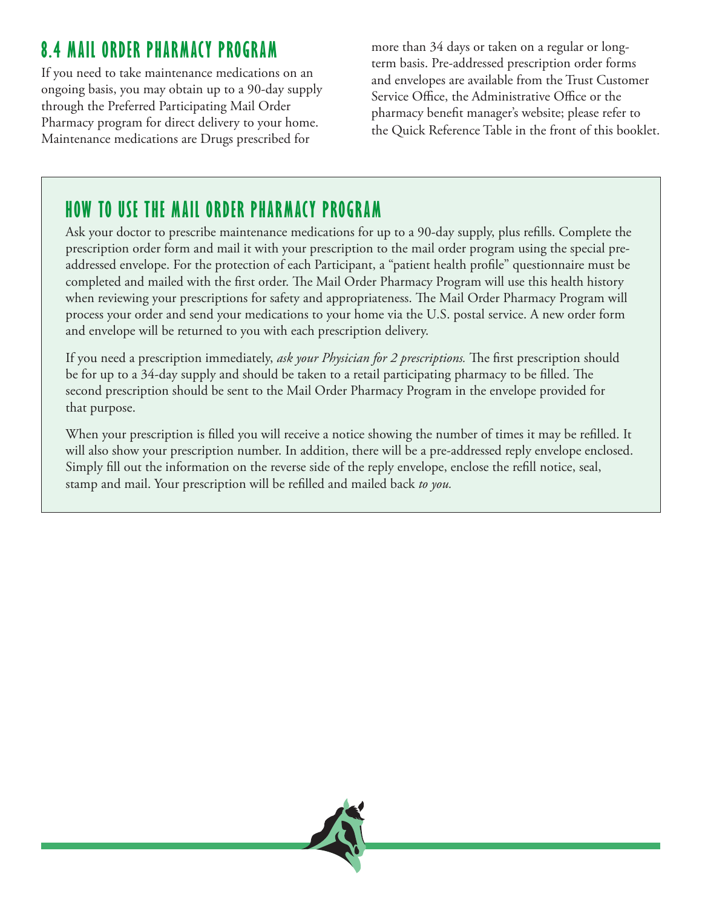## 8.4 MAIL ORDER PHARMACY PROGRAM

If you need to take maintenance medications on an ongoing basis, you may obtain up to a 90-day supply through the Preferred Participating Mail Order Pharmacy program for direct delivery to your home. Maintenance medications are Drugs prescribed for more than 34 days or taken on a regular or long-term basis. Pre-addressed prescription order forms and envelopes are available from the Trust Customer Service Office, the Administrative Office or the pharmacy benefit manager's website; please refer to the Quick Reference Table in the front of this booklet.

### HOW TO USE THE MAIL ORDER PHARMACY PROGRAM

Ask your doctor to prescribe maintenance medications for up to a 90-day supply, plus refills. Complete the prescription order form and mail it with your prescription to the mail order program using the special pre-addressed envelope. For the protection of each Participant, a "patient health profile" questionnaire must be completed and mailed with the first order. The Mail Order Pharmacy Program will use this health history when reviewing your prescriptions for safety and appropriateness. The Mail Order Pharmacy Program will process your order and send your medications to your home via the U.S. postal service. A new order form and envelope will be returned to you with each prescription delivery.

If you need a prescription immediately, *ask your Physician for 2 prescriptions.* The first prescription should be for up to a 34-day supply and should be taken to a retail participating pharmacy to be filled. The second prescription should be sent to the Mail Order Pharmacy Program in the envelope provided for that purpose.

When your prescription is filled you will receive a notice showing the number of times it may be refilled. It will also show your prescription number. In addition, there will be a pre-addressed reply envelope enclosed. Simply fill out the information on the reverse side of the reply envelope, enclose the refill notice, seal, stamp and mail. Your prescription will be refilled and mailed back *to you.*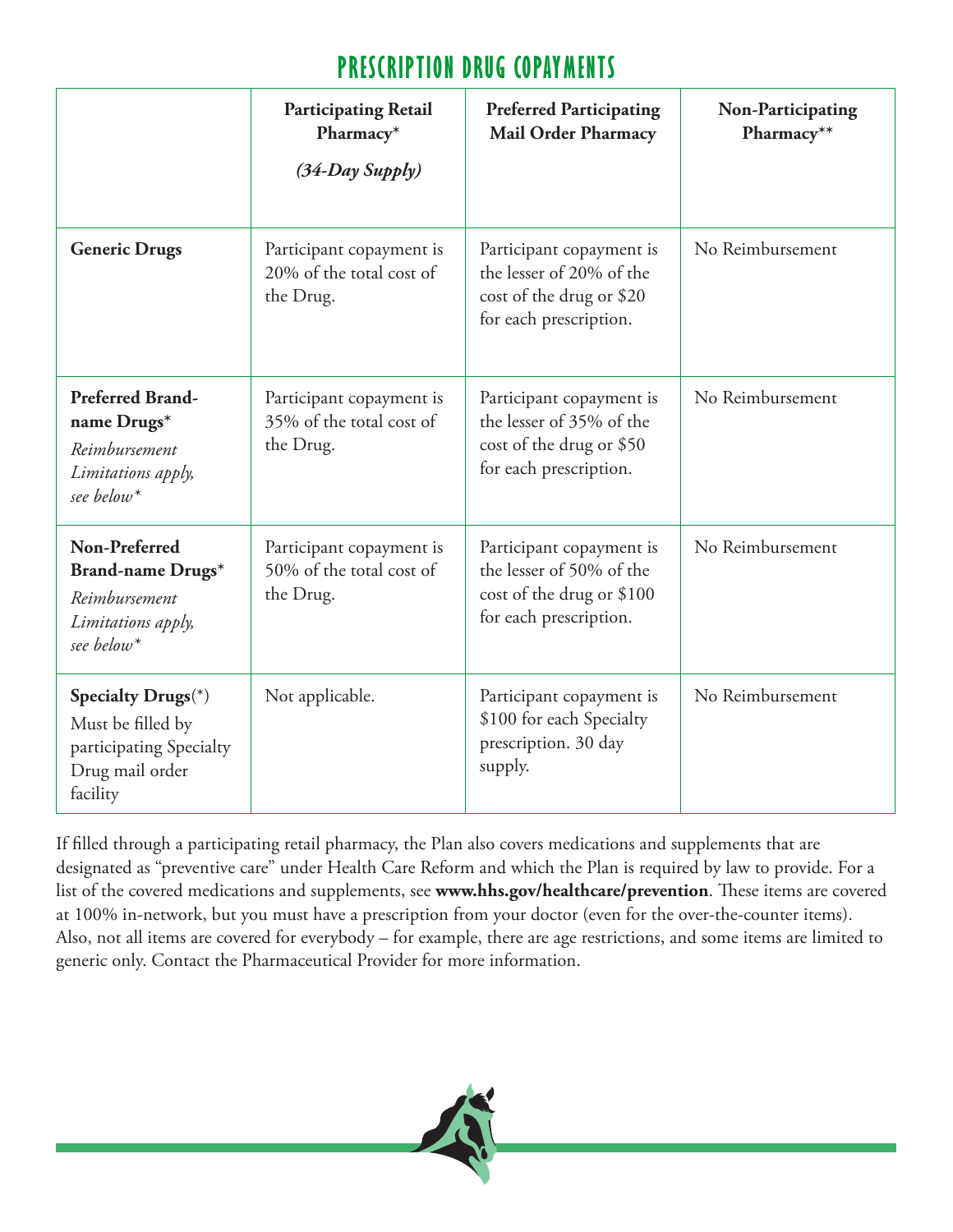# PRESCRIPTION DRUG COPAYMENTS

| | Participating Retail Pharmacy* *(34-Day Supply)* | Preferred Participating Mail Order Pharmacy | Non-Participating Pharmacy** |
|---|---|---|---|
| **Generic Drugs** | Participant copayment is 20% of the total cost of the Drug. | Participant copayment is the lesser of 20% of the cost of the drug or $20 for each prescription. | No Reimbursement |
| **Preferred Brand-name Drugs*** *Reimbursement Limitations apply, see below** | Participant copayment is 35% of the total cost of the Drug. | Participant copayment is the lesser of 35% of the cost of the drug or $50 for each prescription. | No Reimbursement |
| **Non-Preferred Brand-name Drugs*** *Reimbursement Limitations apply, see below** | Participant copayment is 50% of the total cost of the Drug. | Participant copayment is the lesser of 50% of the cost of the drug or $100 for each prescription. | No Reimbursement |
| **Specialty Drugs**(*) Must be filled by participating Specialty Drug mail order facility | Not applicable. | Participant copayment is $100 for each Specialty prescription. 30 day supply. | No Reimbursement |

If filled through a participating retail pharmacy, the Plan also covers medications and supplements that are designated as "preventive care" under Health Care Reform and which the Plan is required by law to provide. For a list of the covered medications and supplements, see **www.hhs.gov/healthcare/prevention**. These items are covered at 100% in-network, but you must have a prescription from your doctor (even for the over-the-counter items). Also, not all items are covered for everybody – for example, there are age restrictions, and some items are limited to generic only. Contact the Pharmaceutical Provider for more information.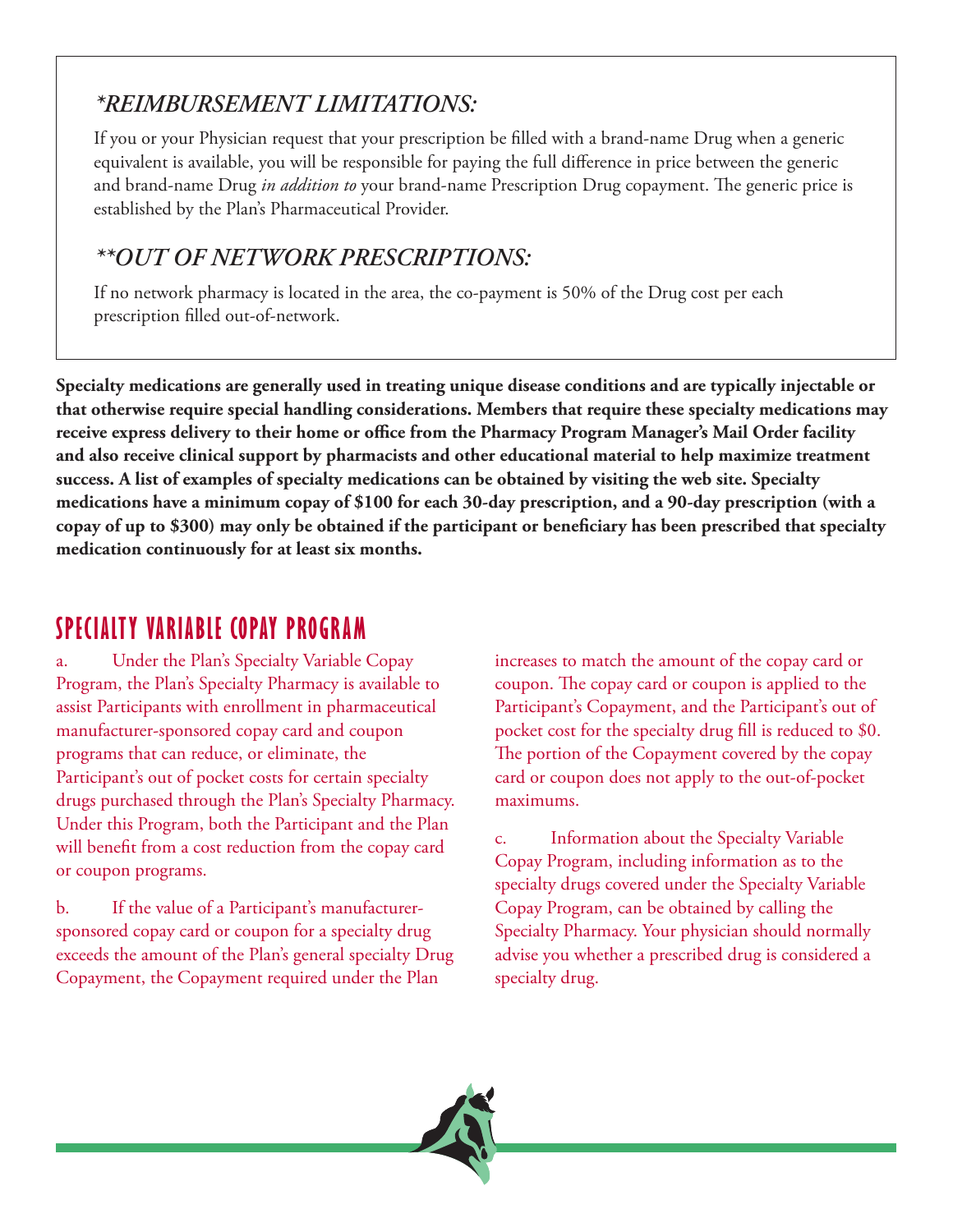### *\*REIMBURSEMENT LIMITATIONS:*

If you or your Physician request that your prescription be filled with a brand-name Drug when a generic equivalent is available, you will be responsible for paying the full difference in price between the generic and brand-name Drug *in addition to* your brand-name Prescription Drug copayment. The generic price is established by the Plan's Pharmaceutical Provider.

### *\*\*OUT OF NETWORK PRESCRIPTIONS:*

If no network pharmacy is located in the area, the co-payment is 50% of the Drug cost per each prescription filled out-of-network.

**Specialty medications are generally used in treating unique disease conditions and are typically injectable or that otherwise require special handling considerations. Members that require these specialty medications may receive express delivery to their home or office from the Pharmacy Program Manager's Mail Order facility and also receive clinical support by pharmacists and other educational material to help maximize treatment success. A list of examples of specialty medications can be obtained by visiting the web site. Specialty medications have a minimum copay of $100 for each 30-day prescription, and a 90-day prescription (with a copay of up to $300) may only be obtained if the participant or beneficiary has been prescribed that specialty medication continuously for at least six months.**

## SPECIALTY VARIABLE COPAY PROGRAM

a. Under the Plan's Specialty Variable Copay Program, the Plan's Specialty Pharmacy is available to assist Participants with enrollment in pharmaceutical manufacturer-sponsored copay card and coupon programs that can reduce, or eliminate, the Participant's out of pocket costs for certain specialty drugs purchased through the Plan's Specialty Pharmacy. Under this Program, both the Participant and the Plan will benefit from a cost reduction from the copay card or coupon programs.

b. If the value of a Participant's manufacturer-sponsored copay card or coupon for a specialty drug exceeds the amount of the Plan's general specialty Drug Copayment, the Copayment required under the Plan increases to match the amount of the copay card or coupon. The copay card or coupon is applied to the Participant's Copayment, and the Participant's out of pocket cost for the specialty drug fill is reduced to $0. The portion of the Copayment covered by the copay card or coupon does not apply to the out-of-pocket maximums.

c. Information about the Specialty Variable Copay Program, including information as to the specialty drugs covered under the Specialty Variable Copay Program, can be obtained by calling the Specialty Pharmacy. Your physician should normally advise you whether a prescribed drug is considered a specialty drug.